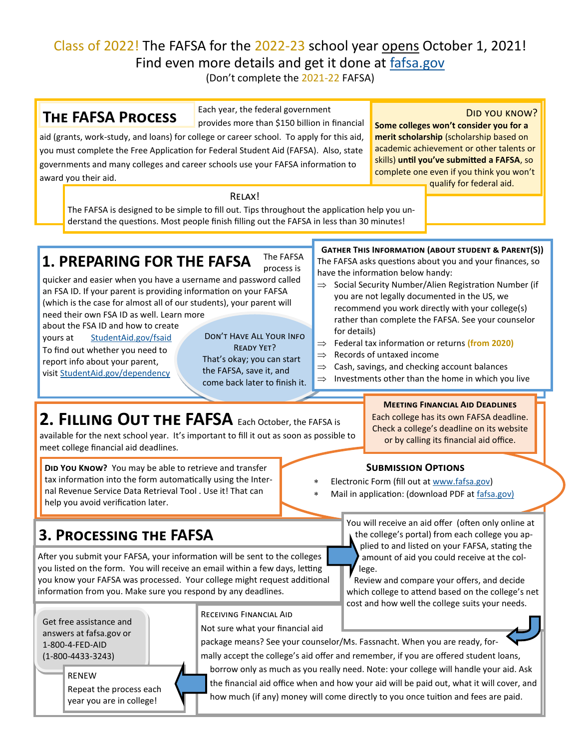Class of 2022! The FAFSA for the 2022-23 school year opens October 1, 2021!
Find even more details and get it done at fafsa.gov
(Don't complete the 2021-22 FAFSA)

## The FAFSA Process

Each year, the federal government provides more than $150 billion in financial aid (grants, work-study, and loans) for college or career school. To apply for this aid, you must complete the Free Application for Federal Student Aid (FAFSA). Also, state governments and many colleges and career schools use your FAFSA information to award you their aid.

### Did you know?

**Some colleges won't consider you for a merit scholarship** (scholarship based on academic achievement or other talents or skills) **until you've submitted a FAFSA**, so complete one even if you think you won't qualify for federal aid.

### Relax!

The FAFSA is designed to be simple to fill out. Tips throughout the application help you understand the questions. Most people finish filling out the FAFSA in less than 30 minutes!

## 1. Preparing for the FAFSA

The FAFSA process is quicker and easier when you have a username and password called an FSA ID. If your parent is providing information on your FAFSA (which is the case for almost all of our students), your parent will need their own FSA ID as well. Learn more about the FSA ID and how to create yours at StudentAid.gov/fsaid
To find out whether you need to report info about your parent, visit StudentAid.gov/dependency

### Don't Have All Your Info Ready Yet?

That's okay; you can start the FAFSA, save it, and come back later to finish it.

### Gather This Information (About Student & Parent(s))

The FAFSA asks questions about you and your finances, so have the information below handy:

- Social Security Number/Alien Registration Number (if you are not legally documented in the US, we recommend you work directly with your college(s) rather than complete the FAFSA. See your counselor for details)
- Federal tax information or returns **(from 2020)**
- Records of untaxed income
- Cash, savings, and checking account balances
- Investments other than the home in which you live

## 2. Filling Out the FAFSA

Each October, the FAFSA is available for the next school year. It's important to fill it out as soon as possible to meet college financial aid deadlines.

### Meeting Financial Aid Deadlines

Each college has its own FAFSA deadline. Check a college's deadline on its website or by calling its financial aid office.

**Did You Know?** You may be able to retrieve and transfer tax information into the form automatically using the Internal Revenue Service Data Retrieval Tool . Use it! That can help you avoid verification later.

### Submission Options

* Electronic Form (fill out at www.fafsa.gov)
* Mail in application: (download PDF at fafsa.gov)

## 3. Processing the FAFSA

After you submit your FAFSA, your information will be sent to the colleges you listed on the form. You will receive an email within a few days, letting you know your FAFSA was processed. Your college might request additional information from you. Make sure you respond by any deadlines.

You will receive an aid offer (often only online at the college's portal) from each college you applied to and listed on your FAFSA, stating the amount of aid you could receive at the college.
Review and compare your offers, and decide which college to attend based on the college's net cost and how well the college suits your needs.

### Receiving Financial Aid

Not sure what your financial aid package means? See your counselor/Ms. Fassnacht. When you are ready, formally accept the college's aid offer and remember, if you are offered student loans, borrow only as much as you really need. Note: your college will handle your aid. Ask the financial aid office when and how your aid will be paid out, what it will cover, and how much (if any) money will come directly to you once tuition and fees are paid.

### Renew

Repeat the process each year you are in college!

Get free assistance and answers at fafsa.gov or 1-800-4-FED-AID (1-800-4433-3243)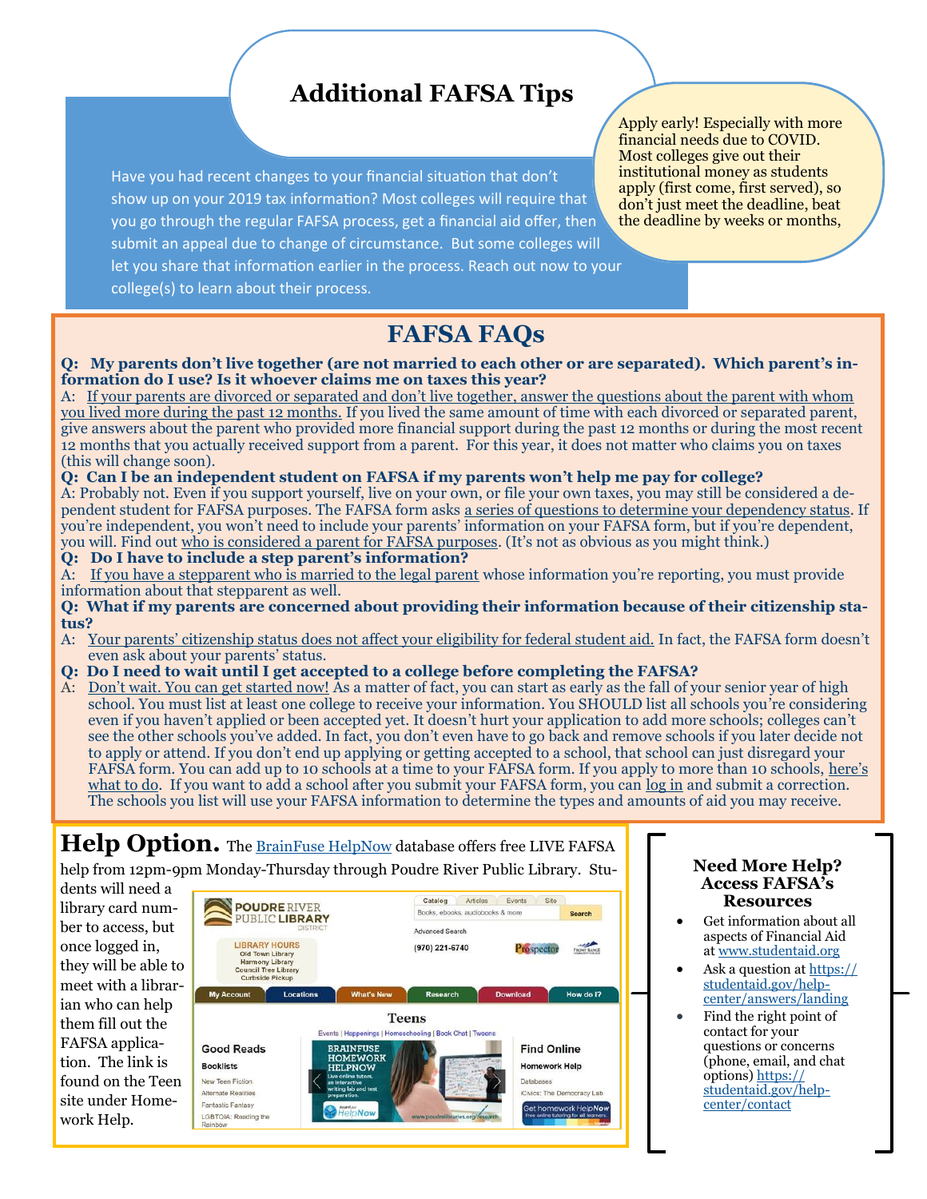# Additional FAFSA Tips

Have you had recent changes to your financial situation that don't show up on your 2019 tax information? Most colleges will require that you go through the regular FAFSA process, get a financial aid offer, then submit an appeal due to change of circumstance. But some colleges will let you share that information earlier in the process. Reach out now to your college(s) to learn about their process.

Apply early! Especially with more financial needs due to COVID. Most colleges give out their institutional money as students apply (first come, first served), so don't just meet the deadline, beat the deadline by weeks or months,

## FAFSA FAQs

**Q: My parents don't live together (are not married to each other or are separated). Which parent's information do I use? Is it whoever claims me on taxes this year?**

A: If your parents are divorced or separated and don't live together, answer the questions about the parent with whom you lived more during the past 12 months. If you lived the same amount of time with each divorced or separated parent, give answers about the parent who provided more financial support during the past 12 months or during the most recent 12 months that you actually received support from a parent. For this year, it does not matter who claims you on taxes (this will change soon).

**Q: Can I be an independent student on FAFSA if my parents won't help me pay for college?**

A: Probably not. Even if you support yourself, live on your own, or file your own taxes, you may still be considered a dependent student for FAFSA purposes. The FAFSA form asks a series of questions to determine your dependency status. If you're independent, you won't need to include your parents' information on your FAFSA form, but if you're dependent, you will. Find out who is considered a parent for FAFSA purposes. (It's not as obvious as you might think.)

**Q: Do I have to include a step parent's information?**

A: If you have a stepparent who is married to the legal parent whose information you're reporting, you must provide information about that stepparent as well.

**Q: What if my parents are concerned about providing their information because of their citizenship status?**

A: Your parents' citizenship status does not affect your eligibility for federal student aid. In fact, the FAFSA form doesn't even ask about your parents' status.

**Q: Do I need to wait until I get accepted to a college before completing the FAFSA?**

A: Don't wait. You can get started now! As a matter of fact, you can start as early as the fall of your senior year of high school. You must list at least one college to receive your information. You SHOULD list all schools you're considering even if you haven't applied or been accepted yet. It doesn't hurt your application to add more schools; colleges can't see the other schools you've added. In fact, you don't even have to go back and remove schools if you later decide not to apply or attend. If you don't end up applying or getting accepted to a school, that school can just disregard your FAFSA form. You can add up to 10 schools at a time to your FAFSA form. If you apply to more than 10 schools, here's what to do. If you want to add a school after you submit your FAFSA form, you can log in and submit a correction. The schools you list will use your FAFSA information to determine the types and amounts of aid you may receive.

## Help Option.

The BrainFuse HelpNow database offers free LIVE FAFSA help from 12pm-9pm Monday-Thursday through Poudre River Public Library. Students will need a library card number to access, but once logged in, they will be able to meet with a librarian who can help them fill out the FAFSA application. The link is found on the Teen site under Homework Help.

### Need More Help? Access FAFSA's Resources

- Get information about all aspects of Financial Aid at www.studentaid.org
- Ask a question at https://studentaid.gov/help-center/answers/landing
- Find the right point of contact for your questions or concerns (phone, email, and chat options) https://studentaid.gov/help-center/contact